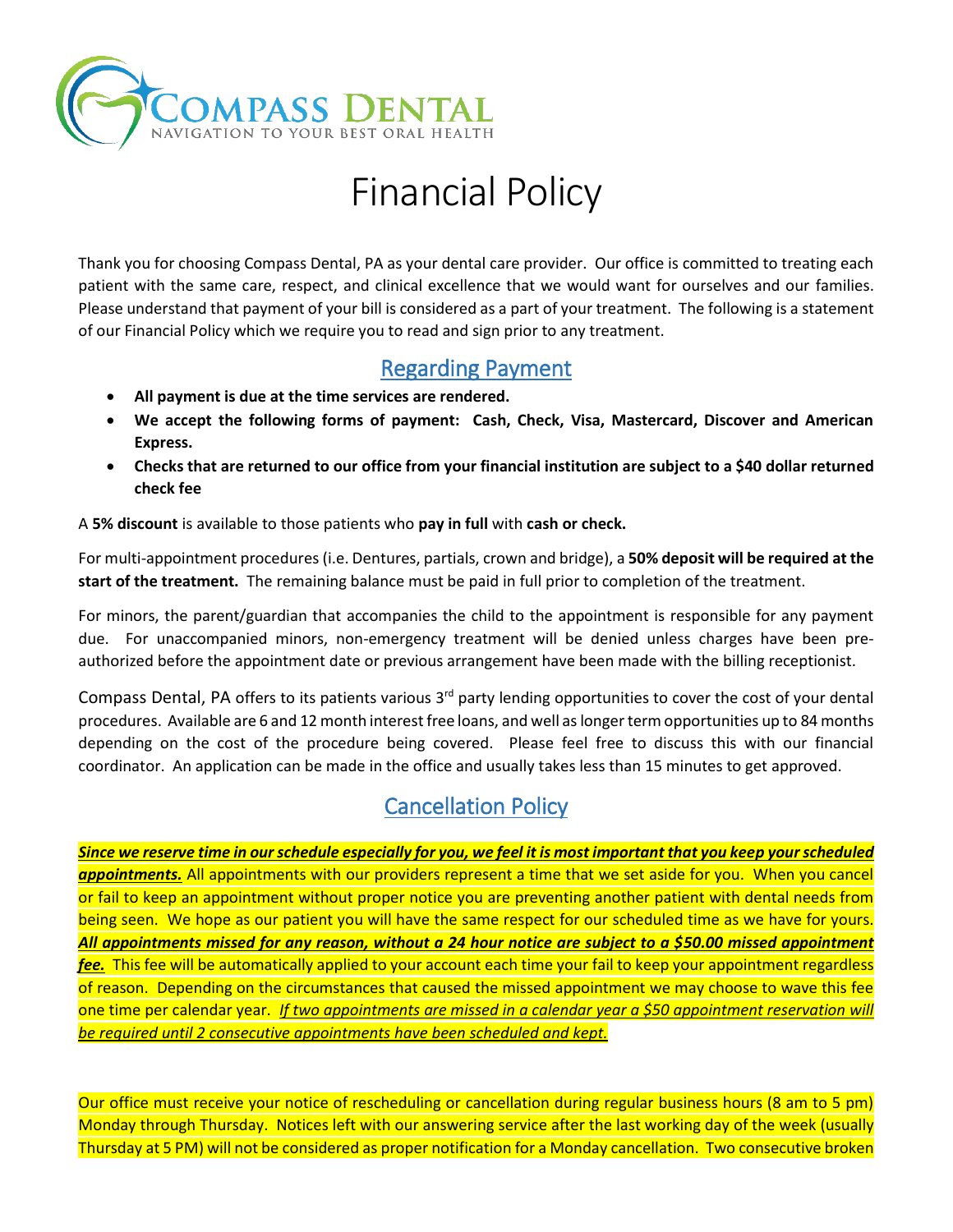COMPASS DENTAL
NAVIGATION TO YOUR BEST ORAL HEALTH

# Financial Policy

Thank you for choosing Compass Dental, PA as your dental care provider. Our office is committed to treating each patient with the same care, respect, and clinical excellence that we would want for ourselves and our families. Please understand that payment of your bill is considered as a part of your treatment. The following is a statement of our Financial Policy which we require you to read and sign prior to any treatment.

## Regarding Payment

- **All payment is due at the time services are rendered.**
- **We accept the following forms of payment: Cash, Check, Visa, Mastercard, Discover and American Express.**
- **Checks that are returned to our office from your financial institution are subject to a $40 dollar returned check fee**

A **5% discount** is available to those patients who **pay in full** with **cash or check.**

For multi-appointment procedures (i.e. Dentures, partials, crown and bridge), a **50% deposit will be required at the start of the treatment.** The remaining balance must be paid in full prior to completion of the treatment.

For minors, the parent/guardian that accompanies the child to the appointment is responsible for any payment due. For unaccompanied minors, non-emergency treatment will be denied unless charges have been pre-authorized before the appointment date or previous arrangement have been made with the billing receptionist.

Compass Dental, PA offers to its patients various 3rd party lending opportunities to cover the cost of your dental procedures. Available are 6 and 12 month interest free loans, and well as longer term opportunities up to 84 months depending on the cost of the procedure being covered. Please feel free to discuss this with our financial coordinator. An application can be made in the office and usually takes less than 15 minutes to get approved.

## Cancellation Policy

***Since we reserve time in our schedule especially for you, we feel it is most important that you keep your scheduled appointments.*** All appointments with our providers represent a time that we set aside for you. When you cancel or fail to keep an appointment without proper notice you are preventing another patient with dental needs from being seen. We hope as our patient you will have the same respect for our scheduled time as we have for yours. ***All appointments missed for any reason, without a 24 hour notice are subject to a $50.00 missed appointment fee.*** This fee will be automatically applied to your account each time your fail to keep your appointment regardless of reason. Depending on the circumstances that caused the missed appointment we may choose to wave this fee one time per calendar year. *If two appointments are missed in a calendar year a $50 appointment reservation will be required until 2 consecutive appointments have been scheduled and kept.*

Our office must receive your notice of rescheduling or cancellation during regular business hours (8 am to 5 pm) Monday through Thursday. Notices left with our answering service after the last working day of the week (usually Thursday at 5 PM) will not be considered as proper notification for a Monday cancellation. Two consecutive broken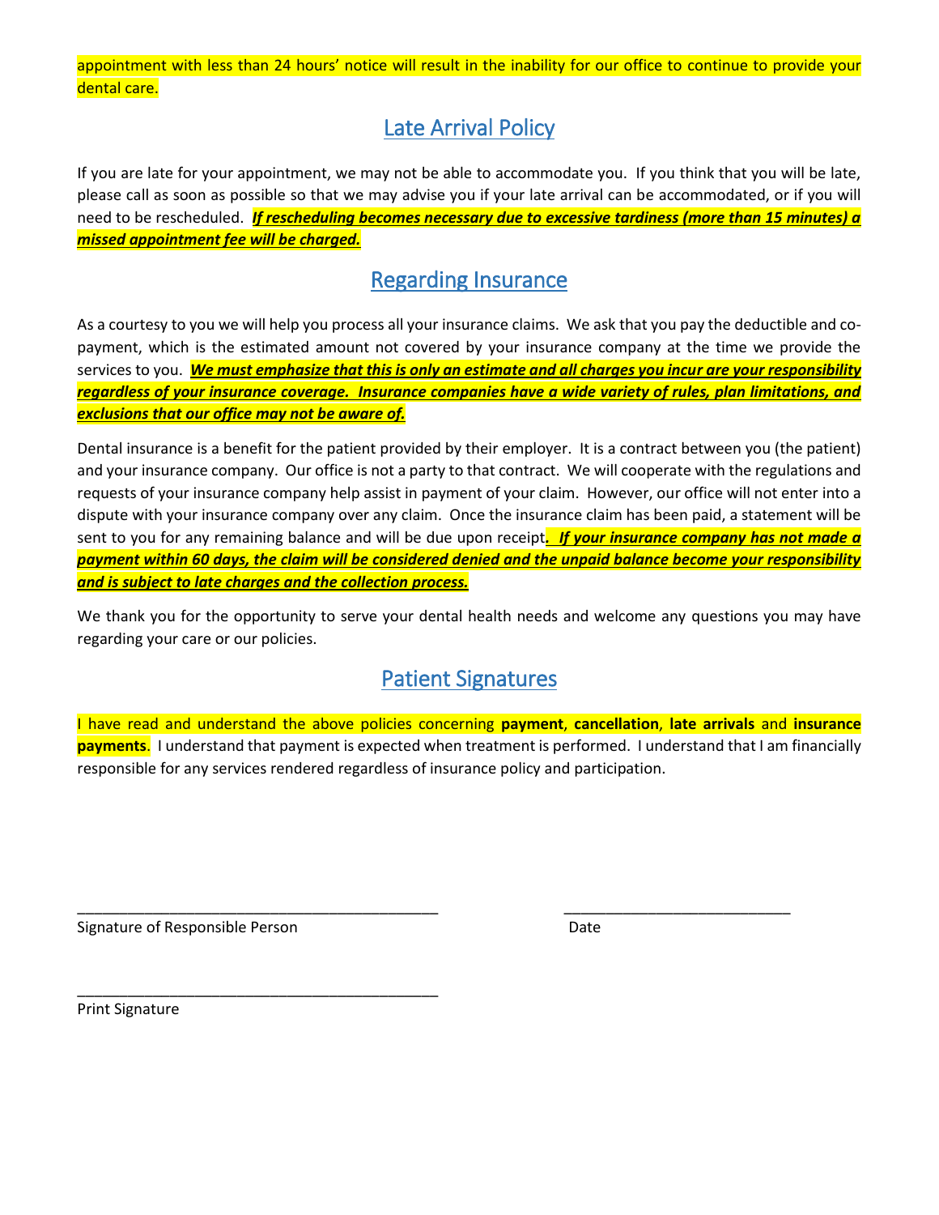appointment with less than 24 hours' notice will result in the inability for our office to continue to provide your dental care.

## Late Arrival Policy

If you are late for your appointment, we may not be able to accommodate you. If you think that you will be late, please call as soon as possible so that we may advise you if your late arrival can be accommodated, or if you will need to be rescheduled. ***If rescheduling becomes necessary due to excessive tardiness (more than 15 minutes) a missed appointment fee will be charged.***

## Regarding Insurance

As a courtesy to you we will help you process all your insurance claims. We ask that you pay the deductible and co-payment, which is the estimated amount not covered by your insurance company at the time we provide the services to you. ***We must emphasize that this is only an estimate and all charges you incur are your responsibility regardless of your insurance coverage. Insurance companies have a wide variety of rules, plan limitations, and exclusions that our office may not be aware of.***

Dental insurance is a benefit for the patient provided by their employer. It is a contract between you (the patient) and your insurance company. Our office is not a party to that contract. We will cooperate with the regulations and requests of your insurance company help assist in payment of your claim. However, our office will not enter into a dispute with your insurance company over any claim. Once the insurance claim has been paid, a statement will be sent to you for any remaining balance and will be due upon receipt***. If your insurance company has not made a payment within 60 days, the claim will be considered denied and the unpaid balance become your responsibility and is subject to late charges and the collection process.***

We thank you for the opportunity to serve your dental health needs and welcome any questions you may have regarding your care or our policies.

## Patient Signatures

I have read and understand the above policies concerning **payment**, **cancellation**, **late arrivals** and **insurance payments**. I understand that payment is expected when treatment is performed. I understand that I am financially responsible for any services rendered regardless of insurance policy and participation.

_____________________________________________ ____________________________

Signature of Responsible Person Date

_____________________________________________

Print Signature